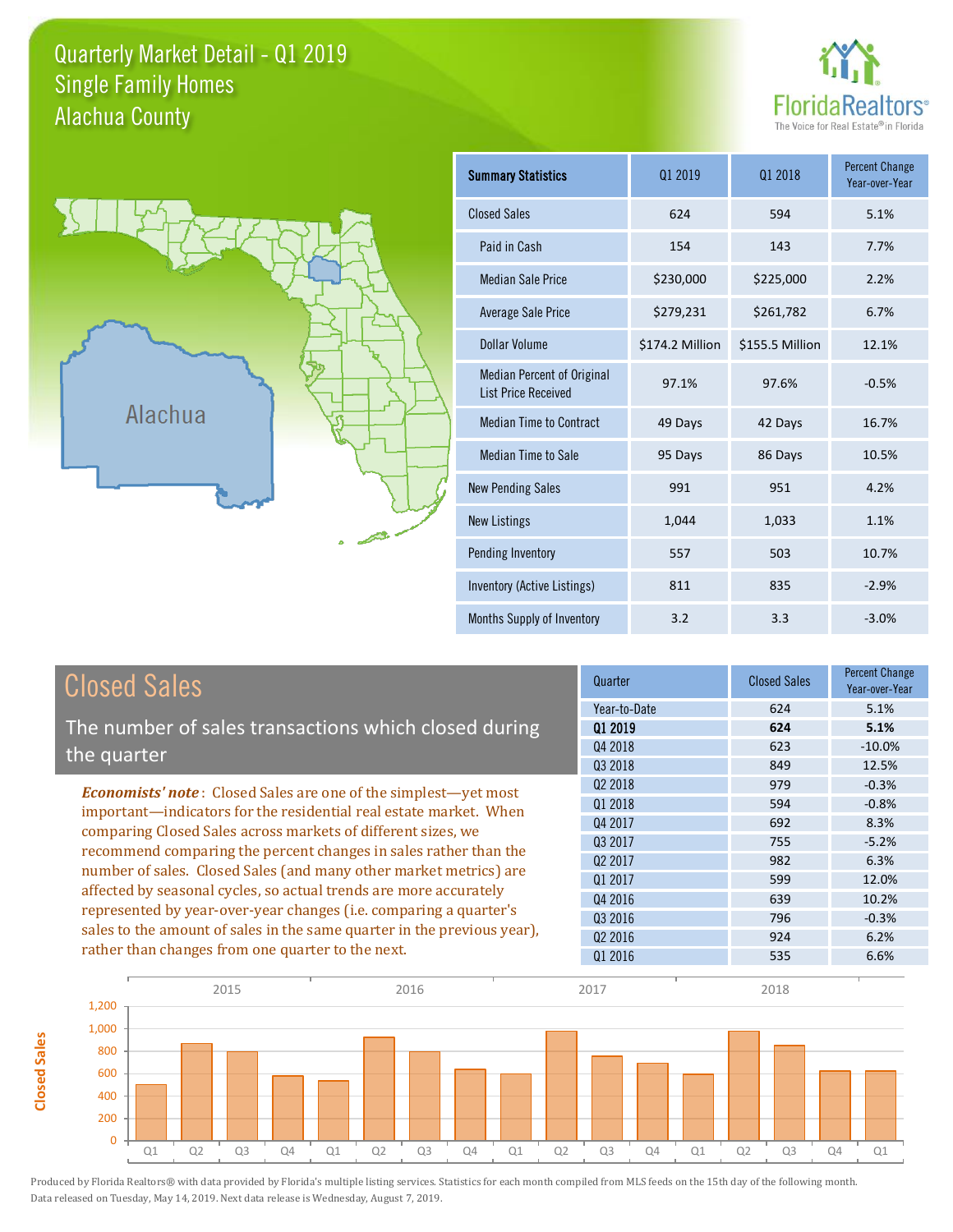# Quarterly Market Detail - Q1 2019
## Single Family Homes
## Alachua County

FloridaRealtors® The Voice for Real Estate® in Florida

Alachua

| Summary Statistics | Q1 2019 | Q1 2018 | Percent Change Year-over-Year |
|---|---|---|---|
| Closed Sales | 624 | 594 | 5.1% |
| Paid in Cash | 154 | 143 | 7.7% |
| Median Sale Price | $230,000 | $225,000 | 2.2% |
| Average Sale Price | $279,231 | $261,782 | 6.7% |
| Dollar Volume | $174.2 Million | $155.5 Million | 12.1% |
| Median Percent of Original List Price Received | 97.1% | 97.6% | -0.5% |
| Median Time to Contract | 49 Days | 42 Days | 16.7% |
| Median Time to Sale | 95 Days | 86 Days | 10.5% |
| New Pending Sales | 991 | 951 | 4.2% |
| New Listings | 1,044 | 1,033 | 1.1% |
| Pending Inventory | 557 | 503 | 10.7% |
| Inventory (Active Listings) | 811 | 835 | -2.9% |
| Months Supply of Inventory | 3.2 | 3.3 | -3.0% |

## Closed Sales

The number of sales transactions which closed during the quarter

***Economists' note***: Closed Sales are one of the simplest—yet most important—indicators for the residential real estate market. When comparing Closed Sales across markets of different sizes, we recommend comparing the percent changes in sales rather than the number of sales. Closed Sales (and many other market metrics) are affected by seasonal cycles, so actual trends are more accurately represented by year-over-year changes (i.e. comparing a quarter's sales to the amount of sales in the same quarter in the previous year), rather than changes from one quarter to the next.

| Quarter | Closed Sales | Percent Change Year-over-Year |
|---|---|---|
| Year-to-Date | 624 | 5.1% |
| **Q1 2019** | **624** | **5.1%** |
| Q4 2018 | 623 | -10.0% |
| Q3 2018 | 849 | 12.5% |
| Q2 2018 | 979 | -0.3% |
| Q1 2018 | 594 | -0.8% |
| Q4 2017 | 692 | 8.3% |
| Q3 2017 | 755 | -5.2% |
| Q2 2017 | 982 | 6.3% |
| Q1 2017 | 599 | 12.0% |
| Q4 2016 | 639 | 10.2% |
| Q3 2016 | 796 | -0.3% |
| Q2 2016 | 924 | 6.2% |
| Q1 2016 | 535 | 6.6% |

Produced by Florida Realtors® with data provided by Florida's multiple listing services. Statistics for each month compiled from MLS feeds on the 15th day of the following month. Data released on Tuesday, May 14, 2019. Next data release is Wednesday, August 7, 2019.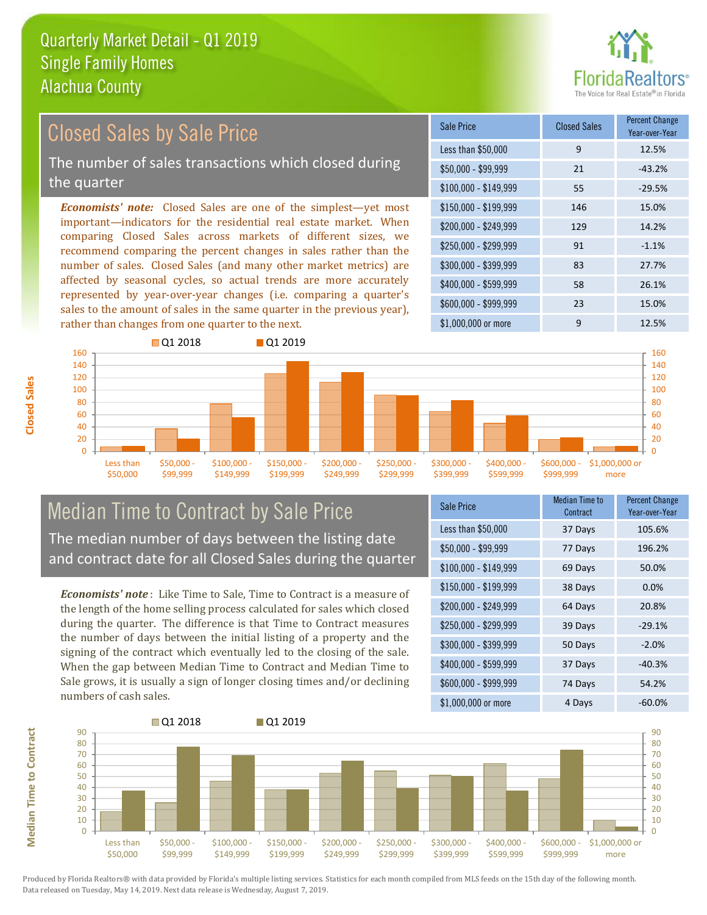# Quarterly Market Detail - Q1 2019
## Single Family Homes
## Alachua County

## Closed Sales by Sale Price

The number of sales transactions which closed during the quarter

*Economists' note:* Closed Sales are one of the simplest—yet most important—indicators for the residential real estate market. When comparing Closed Sales across markets of different sizes, we recommend comparing the percent changes in sales rather than the number of sales. Closed Sales (and many other market metrics) are affected by seasonal cycles, so actual trends are more accurately represented by year-over-year changes (i.e. comparing a quarter's sales to the amount of sales in the same quarter in the previous year), rather than changes from one quarter to the next.

| Sale Price | Closed Sales | Percent Change Year-over-Year |
|---|---|---|
| Less than $50,000 | 9 | 12.5% |
| $50,000 - $99,999 | 21 | -43.2% |
| $100,000 - $149,999 | 55 | -29.5% |
| $150,000 - $199,999 | 146 | 15.0% |
| $200,000 - $249,999 | 129 | 14.2% |
| $250,000 - $299,999 | 91 | -1.1% |
| $300,000 - $399,999 | 83 | 27.7% |
| $400,000 - $599,999 | 58 | 26.1% |
| $600,000 - $999,999 | 23 | 15.0% |
| $1,000,000 or more | 9 | 12.5% |

## Median Time to Contract by Sale Price

The median number of days between the listing date and contract date for all Closed Sales during the quarter

*Economists' note*: Like Time to Sale, Time to Contract is a measure of the length of the home selling process calculated for sales which closed during the quarter. The difference is that Time to Contract measures the number of days between the initial listing of a property and the signing of the contract which eventually led to the closing of the sale. When the gap between Median Time to Contract and Median Time to Sale grows, it is usually a sign of longer closing times and/or declining numbers of cash sales.

| Sale Price | Median Time to Contract | Percent Change Year-over-Year |
|---|---|---|
| Less than $50,000 | 37 Days | 105.6% |
| $50,000 - $99,999 | 77 Days | 196.2% |
| $100,000 - $149,999 | 69 Days | 50.0% |
| $150,000 - $199,999 | 38 Days | 0.0% |
| $200,000 - $249,999 | 64 Days | 20.8% |
| $250,000 - $299,999 | 39 Days | -29.1% |
| $300,000 - $399,999 | 50 Days | -2.0% |
| $400,000 - $599,999 | 37 Days | -40.3% |
| $600,000 - $999,999 | 74 Days | 54.2% |
| $1,000,000 or more | 4 Days | -60.0% |

Produced by Florida Realtors® with data provided by Florida's multiple listing services. Statistics for each month compiled from MLS feeds on the 15th day of the following month. Data released on Tuesday, May 14, 2019. Next data release is Wednesday, August 7, 2019.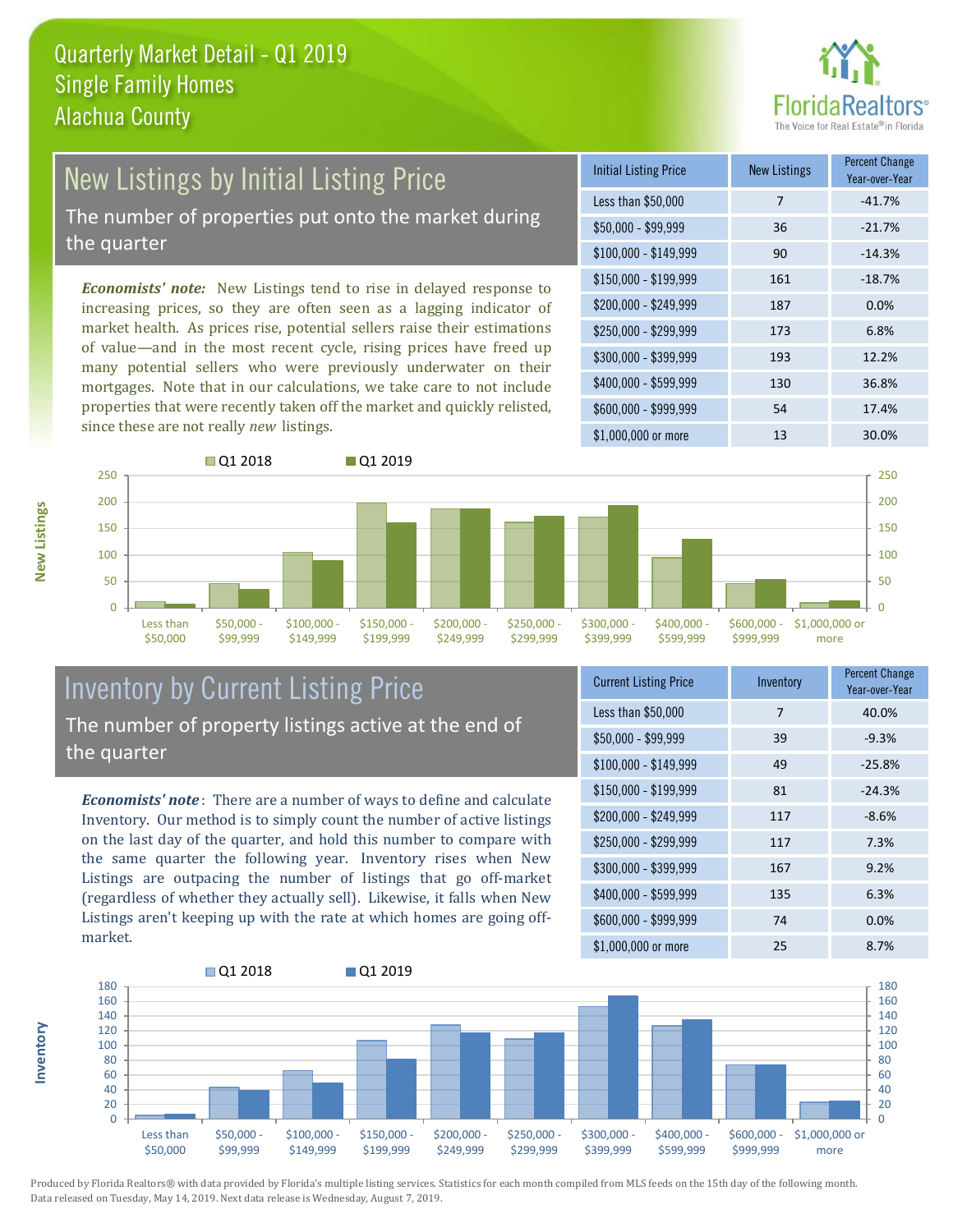# Quarterly Market Detail - Q1 2019
## Single Family Homes
## Alachua County

## New Listings by Initial Listing Price

The number of properties put onto the market during the quarter

*Economists' note:* New Listings tend to rise in delayed response to increasing prices, so they are often seen as a lagging indicator of market health. As prices rise, potential sellers raise their estimations of value—and in the most recent cycle, rising prices have freed up many potential sellers who were previously underwater on their mortgages. Note that in our calculations, we take care to not include properties that were recently taken off the market and quickly relisted, since these are not really *new* listings.

| Initial Listing Price | New Listings | Percent Change Year-over-Year |
|---|---|---|
| Less than $50,000 | 7 | -41.7% |
| $50,000 - $99,999 | 36 | -21.7% |
| $100,000 - $149,999 | 90 | -14.3% |
| $150,000 - $199,999 | 161 | -18.7% |
| $200,000 - $249,999 | 187 | 0.0% |
| $250,000 - $299,999 | 173 | 6.8% |
| $300,000 - $399,999 | 193 | 12.2% |
| $400,000 - $599,999 | 130 | 36.8% |
| $600,000 - $999,999 | 54 | 17.4% |
| $1,000,000 or more | 13 | 30.0% |

## Inventory by Current Listing Price

The number of property listings active at the end of the quarter

*Economists' note*: There are a number of ways to define and calculate Inventory. Our method is to simply count the number of active listings on the last day of the quarter, and hold this number to compare with the same quarter the following year. Inventory rises when New Listings are outpacing the number of listings that go off-market (regardless of whether they actually sell). Likewise, it falls when New Listings aren't keeping up with the rate at which homes are going off-market.

| Current Listing Price | Inventory | Percent Change Year-over-Year |
|---|---|---|
| Less than $50,000 | 7 | 40.0% |
| $50,000 - $99,999 | 39 | -9.3% |
| $100,000 - $149,999 | 49 | -25.8% |
| $150,000 - $199,999 | 81 | -24.3% |
| $200,000 - $249,999 | 117 | -8.6% |
| $250,000 - $299,999 | 117 | 7.3% |
| $300,000 - $399,999 | 167 | 9.2% |
| $400,000 - $599,999 | 135 | 6.3% |
| $600,000 - $999,999 | 74 | 0.0% |
| $1,000,000 or more | 25 | 8.7% |

Produced by Florida Realtors® with data provided by Florida's multiple listing services. Statistics for each month compiled from MLS feeds on the 15th day of the following month. Data released on Tuesday, May 14, 2019. Next data release is Wednesday, August 7, 2019.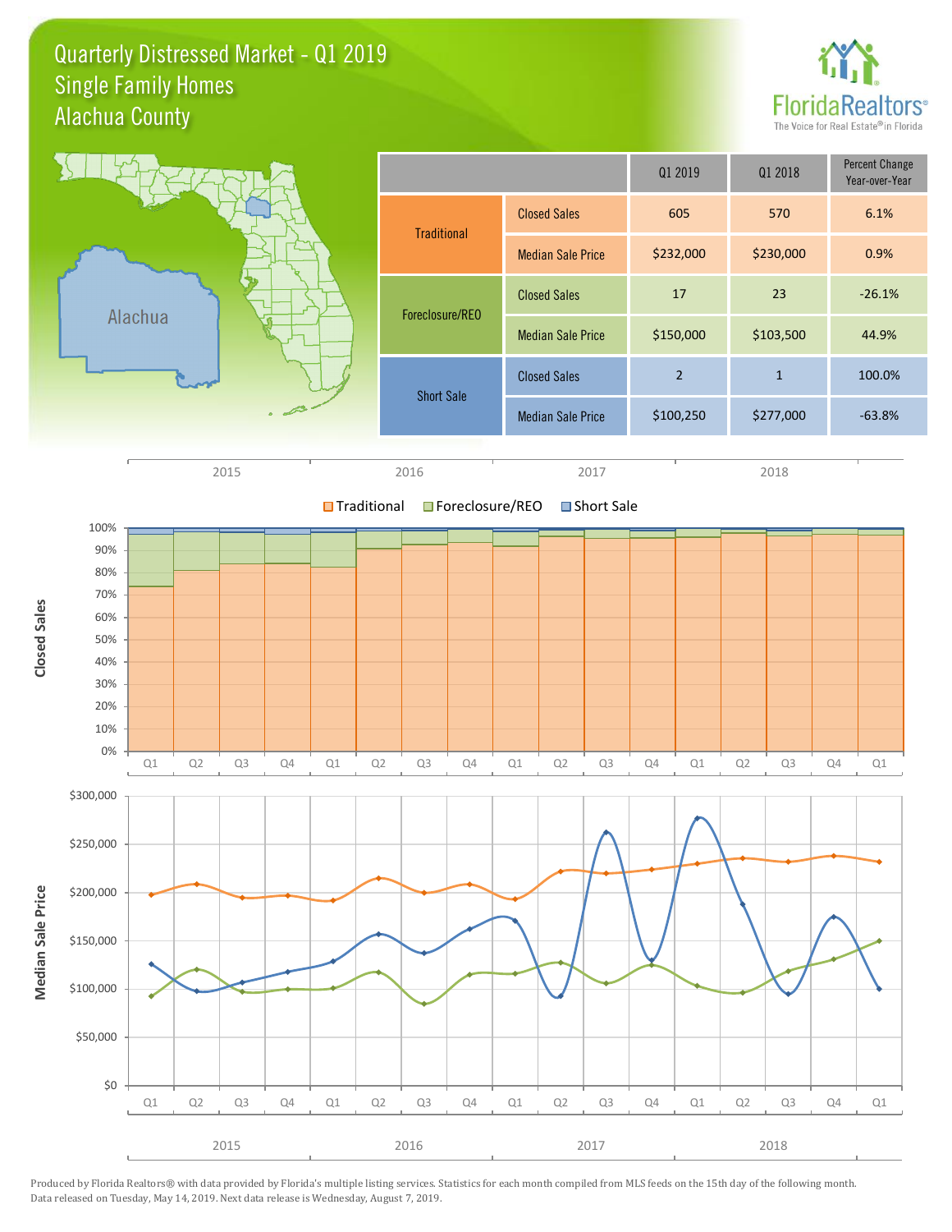# Quarterly Distressed Market - Q1 2019
## Single Family Homes
## Alachua County

| | | Q1 2019 | Q1 2018 | Percent Change Year-over-Year |
|---|---|---|---|---|
| Traditional | Closed Sales | 605 | 570 | 6.1% |
| | Median Sale Price | $232,000 | $230,000 | 0.9% |
| Foreclosure/REO | Closed Sales | 17 | 23 | -26.1% |
| | Median Sale Price | $150,000 | $103,500 | 44.9% |
| Short Sale | Closed Sales | 2 | 1 | 100.0% |
| | Median Sale Price | $100,250 | $277,000 | -63.8% |

Produced by Florida Realtors® with data provided by Florida's multiple listing services. Statistics for each month compiled from MLS feeds on the 15th day of the following month. Data released on Tuesday, May 14, 2019. Next data release is Wednesday, August 7, 2019.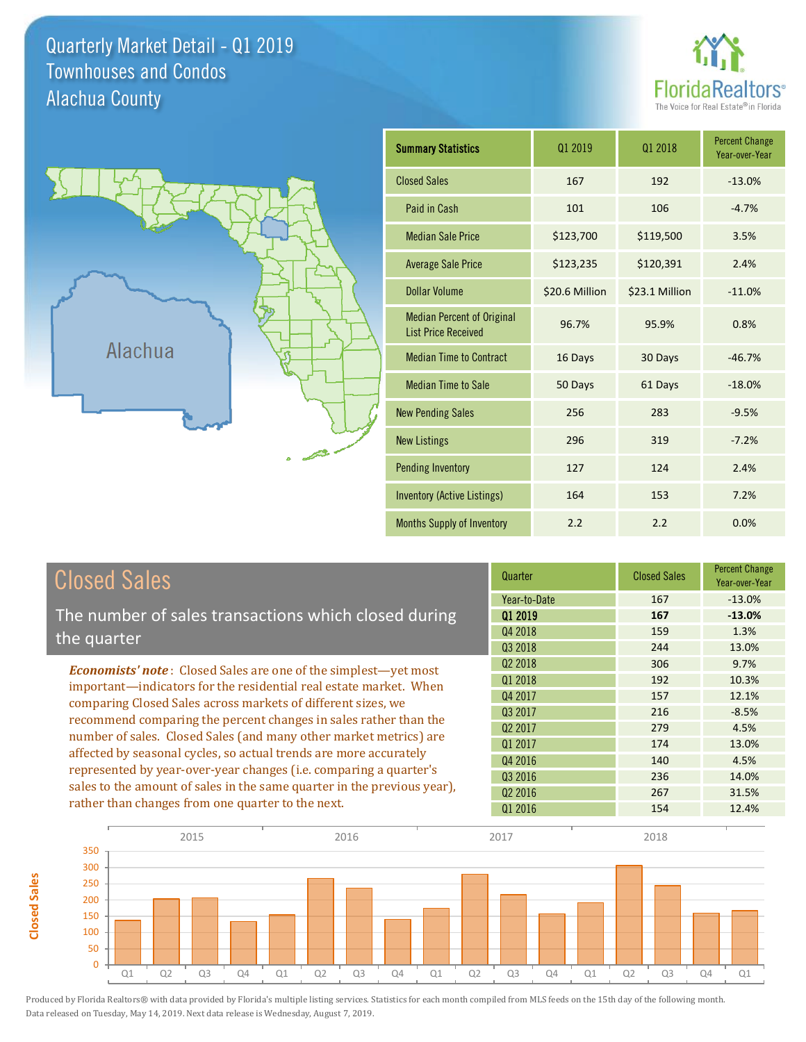# Quarterly Market Detail - Q1 2019
## Townhouses and Condos
## Alachua County

FloridaRealtors® The Voice for Real Estate® in Florida

Alachua

| Summary Statistics | Q1 2019 | Q1 2018 | Percent Change Year-over-Year |
|---|---|---|---|
| Closed Sales | 167 | 192 | -13.0% |
| Paid in Cash | 101 | 106 | -4.7% |
| Median Sale Price | $123,700 | $119,500 | 3.5% |
| Average Sale Price | $123,235 | $120,391 | 2.4% |
| Dollar Volume | $20.6 Million | $23.1 Million | -11.0% |
| Median Percent of Original List Price Received | 96.7% | 95.9% | 0.8% |
| Median Time to Contract | 16 Days | 30 Days | -46.7% |
| Median Time to Sale | 50 Days | 61 Days | -18.0% |
| New Pending Sales | 256 | 283 | -9.5% |
| New Listings | 296 | 319 | -7.2% |
| Pending Inventory | 127 | 124 | 2.4% |
| Inventory (Active Listings) | 164 | 153 | 7.2% |
| Months Supply of Inventory | 2.2 | 2.2 | 0.0% |

## Closed Sales

The number of sales transactions which closed during the quarter

*Economists' note*: Closed Sales are one of the simplest—yet most important—indicators for the residential real estate market. When comparing Closed Sales across markets of different sizes, we recommend comparing the percent changes in sales rather than the number of sales. Closed Sales (and many other market metrics) are affected by seasonal cycles, so actual trends are more accurately represented by year-over-year changes (i.e. comparing a quarter's sales to the amount of sales in the same quarter in the previous year), rather than changes from one quarter to the next.

| Quarter | Closed Sales | Percent Change Year-over-Year |
|---|---|---|
| Year-to-Date | 167 | -13.0% |
| **Q1 2019** | **167** | **-13.0%** |
| Q4 2018 | 159 | 1.3% |
| Q3 2018 | 244 | 13.0% |
| Q2 2018 | 306 | 9.7% |
| Q1 2018 | 192 | 10.3% |
| Q4 2017 | 157 | 12.1% |
| Q3 2017 | 216 | -8.5% |
| Q2 2017 | 279 | 4.5% |
| Q1 2017 | 174 | 13.0% |
| Q4 2016 | 140 | 4.5% |
| Q3 2016 | 236 | 14.0% |
| Q2 2016 | 267 | 31.5% |
| Q1 2016 | 154 | 12.4% |

Produced by Florida Realtors® with data provided by Florida's multiple listing services. Statistics for each month compiled from MLS feeds on the 15th day of the following month. Data released on Tuesday, May 14, 2019. Next data release is Wednesday, August 7, 2019.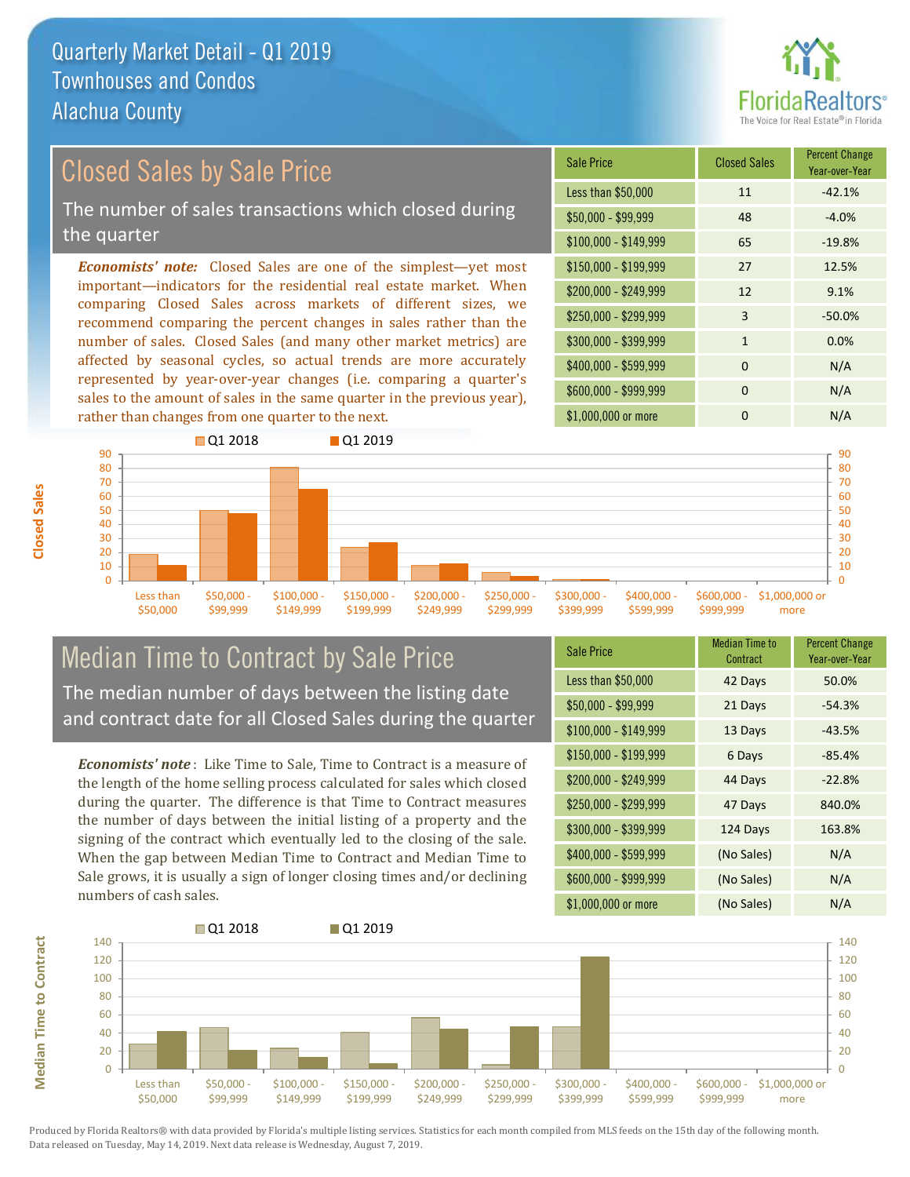# Quarterly Market Detail - Q1 2019
## Townhouses and Condos
## Alachua County

## Closed Sales by Sale Price

The number of sales transactions which closed during the quarter

*Economists' note:* Closed Sales are one of the simplest—yet most important—indicators for the residential real estate market. When comparing Closed Sales across markets of different sizes, we recommend comparing the percent changes in sales rather than the number of sales. Closed Sales (and many other market metrics) are affected by seasonal cycles, so actual trends are more accurately represented by year-over-year changes (i.e. comparing a quarter's sales to the amount of sales in the same quarter in the previous year), rather than changes from one quarter to the next.

| Sale Price | Closed Sales | Percent Change Year-over-Year |
|---|---|---|
| Less than $50,000 | 11 | -42.1% |
| $50,000 - $99,999 | 48 | -4.0% |
| $100,000 - $149,999 | 65 | -19.8% |
| $150,000 - $199,999 | 27 | 12.5% |
| $200,000 - $249,999 | 12 | 9.1% |
| $250,000 - $299,999 | 3 | -50.0% |
| $300,000 - $399,999 | 1 | 0.0% |
| $400,000 - $599,999 | 0 | N/A |
| $600,000 - $999,999 | 0 | N/A |
| $1,000,000 or more | 0 | N/A |

## Median Time to Contract by Sale Price

The median number of days between the listing date and contract date for all Closed Sales during the quarter

*Economists' note*: Like Time to Sale, Time to Contract is a measure of the length of the home selling process calculated for sales which closed during the quarter. The difference is that Time to Contract measures the number of days between the initial listing of a property and the signing of the contract which eventually led to the closing of the sale. When the gap between Median Time to Contract and Median Time to Sale grows, it is usually a sign of longer closing times and/or declining numbers of cash sales.

| Sale Price | Median Time to Contract | Percent Change Year-over-Year |
|---|---|---|
| Less than $50,000 | 42 Days | 50.0% |
| $50,000 - $99,999 | 21 Days | -54.3% |
| $100,000 - $149,999 | 13 Days | -43.5% |
| $150,000 - $199,999 | 6 Days | -85.4% |
| $200,000 - $249,999 | 44 Days | -22.8% |
| $250,000 - $299,999 | 47 Days | 840.0% |
| $300,000 - $399,999 | 124 Days | 163.8% |
| $400,000 - $599,999 | (No Sales) | N/A |
| $600,000 - $999,999 | (No Sales) | N/A |
| $1,000,000 or more | (No Sales) | N/A |

Produced by Florida Realtors® with data provided by Florida's multiple listing services. Statistics for each month compiled from MLS feeds on the 15th day of the following month. Data released on Tuesday, May 14, 2019. Next data release is Wednesday, August 7, 2019.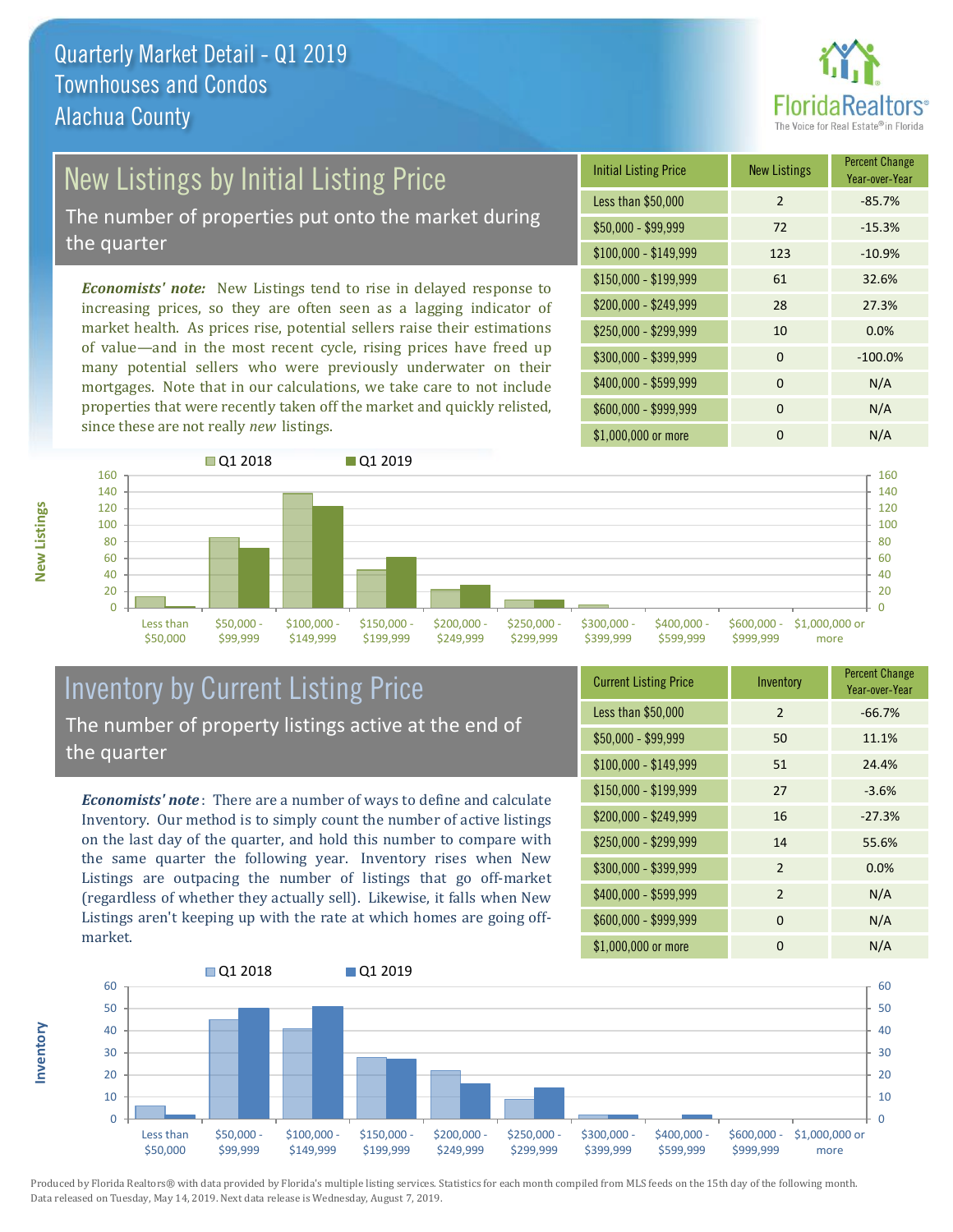# Quarterly Market Detail - Q1 2019
## Townhouses and Condos
## Alachua County

## New Listings by Initial Listing Price

The number of properties put onto the market during the quarter

*Economists' note:* New Listings tend to rise in delayed response to increasing prices, so they are often seen as a lagging indicator of market health. As prices rise, potential sellers raise their estimations of value—and in the most recent cycle, rising prices have freed up many potential sellers who were previously underwater on their mortgages. Note that in our calculations, we take care to not include properties that were recently taken off the market and quickly relisted, since these are not really *new* listings.

| Initial Listing Price | New Listings | Percent Change Year-over-Year |
|---|---|---|
| Less than $50,000 | 2 | -85.7% |
| $50,000 - $99,999 | 72 | -15.3% |
| $100,000 - $149,999 | 123 | -10.9% |
| $150,000 - $199,999 | 61 | 32.6% |
| $200,000 - $249,999 | 28 | 27.3% |
| $250,000 - $299,999 | 10 | 0.0% |
| $300,000 - $399,999 | 0 | -100.0% |
| $400,000 - $599,999 | 0 | N/A |
| $600,000 - $999,999 | 0 | N/A |
| $1,000,000 or more | 0 | N/A |

## Inventory by Current Listing Price

The number of property listings active at the end of the quarter

*Economists' note*: There are a number of ways to define and calculate Inventory. Our method is to simply count the number of active listings on the last day of the quarter, and hold this number to compare with the same quarter the following year. Inventory rises when New Listings are outpacing the number of listings that go off-market (regardless of whether they actually sell). Likewise, it falls when New Listings aren't keeping up with the rate at which homes are going off-market.

| Current Listing Price | Inventory | Percent Change Year-over-Year |
|---|---|---|
| Less than $50,000 | 2 | -66.7% |
| $50,000 - $99,999 | 50 | 11.1% |
| $100,000 - $149,999 | 51 | 24.4% |
| $150,000 - $199,999 | 27 | -3.6% |
| $200,000 - $249,999 | 16 | -27.3% |
| $250,000 - $299,999 | 14 | 55.6% |
| $300,000 - $399,999 | 2 | 0.0% |
| $400,000 - $599,999 | 2 | N/A |
| $600,000 - $999,999 | 0 | N/A |
| $1,000,000 or more | 0 | N/A |

Produced by Florida Realtors® with data provided by Florida's multiple listing services. Statistics for each month compiled from MLS feeds on the 15th day of the following month. Data released on Tuesday, May 14, 2019. Next data release is Wednesday, August 7, 2019.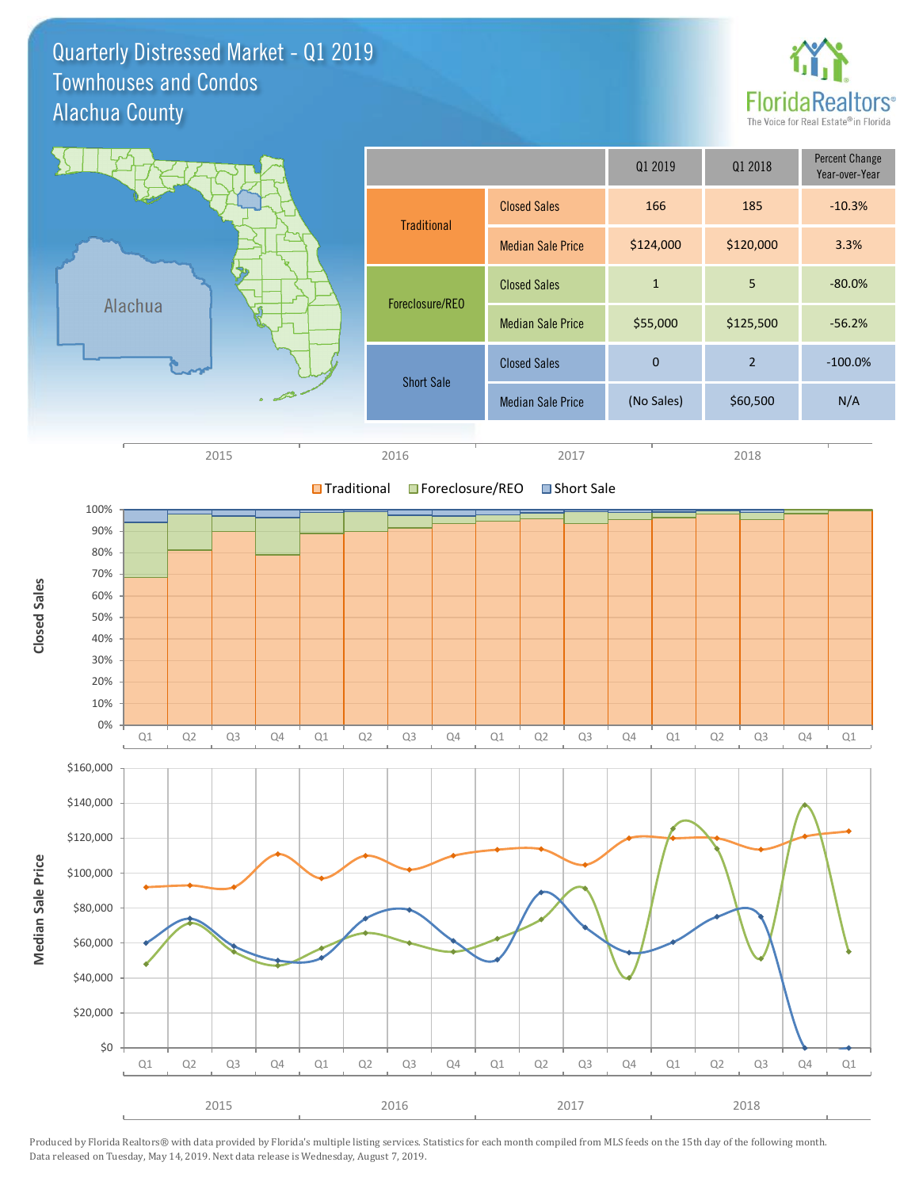# Quarterly Distressed Market - Q1 2019
## Townhouses and Condos
## Alachua County

| | | Q1 2019 | Q1 2018 | Percent Change Year-over-Year |
|---|---|---|---|---|
| Traditional | Closed Sales | 166 | 185 | -10.3% |
| | Median Sale Price | $124,000 | $120,000 | 3.3% |
| Foreclosure/REO | Closed Sales | 1 | 5 | -80.0% |
| | Median Sale Price | $55,000 | $125,500 | -56.2% |
| Short Sale | Closed Sales | 0 | 2 | -100.0% |
| | Median Sale Price | (No Sales) | $60,500 | N/A |

Produced by Florida Realtors® with data provided by Florida's multiple listing services. Statistics for each month compiled from MLS feeds on the 15th day of the following month. Data released on Tuesday, May 14, 2019. Next data release is Wednesday, August 7, 2019.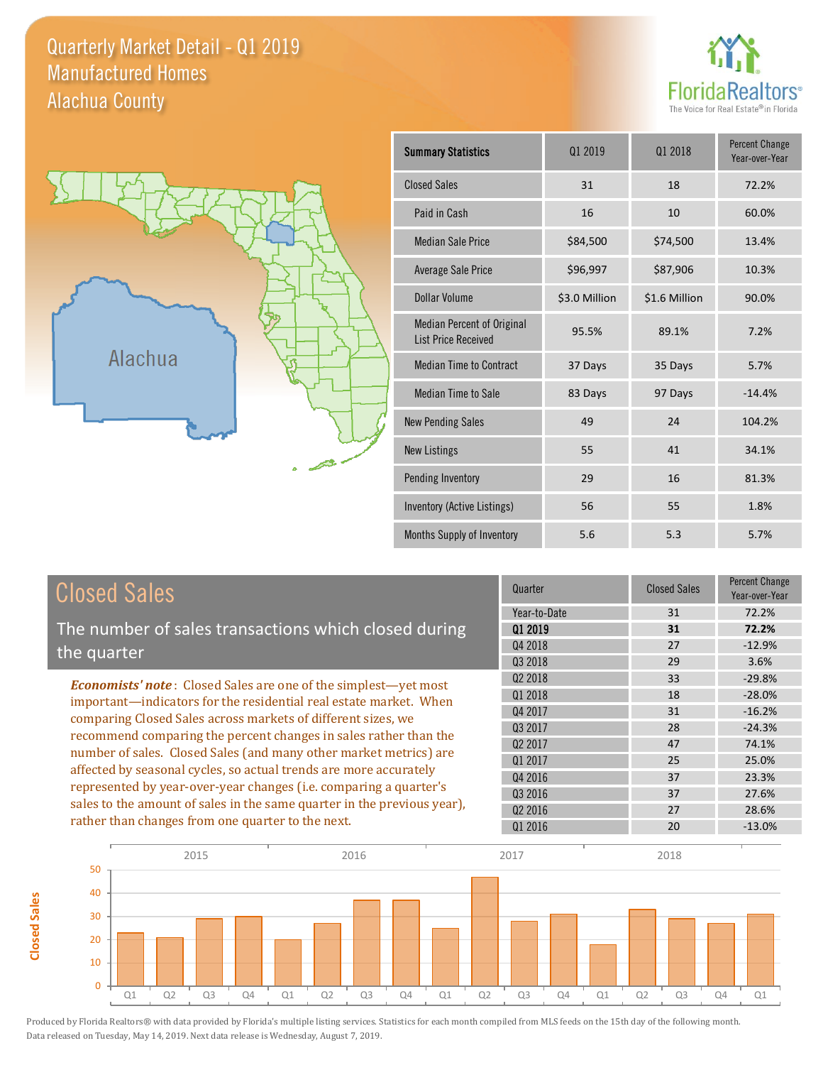# Quarterly Market Detail - Q1 2019
## Manufactured Homes
## Alachua County

Alachua

| Summary Statistics | Q1 2019 | Q1 2018 | Percent Change Year-over-Year |
|---|---|---|---|
| Closed Sales | 31 | 18 | 72.2% |
| Paid in Cash | 16 | 10 | 60.0% |
| Median Sale Price | $84,500 | $74,500 | 13.4% |
| Average Sale Price | $96,997 | $87,906 | 10.3% |
| Dollar Volume | $3.0 Million | $1.6 Million | 90.0% |
| Median Percent of Original List Price Received | 95.5% | 89.1% | 7.2% |
| Median Time to Contract | 37 Days | 35 Days | 5.7% |
| Median Time to Sale | 83 Days | 97 Days | -14.4% |
| New Pending Sales | 49 | 24 | 104.2% |
| New Listings | 55 | 41 | 34.1% |
| Pending Inventory | 29 | 16 | 81.3% |
| Inventory (Active Listings) | 56 | 55 | 1.8% |
| Months Supply of Inventory | 5.6 | 5.3 | 5.7% |

## Closed Sales

The number of sales transactions which closed during the quarter

*Economists' note*: Closed Sales are one of the simplest—yet most important—indicators for the residential real estate market. When comparing Closed Sales across markets of different sizes, we recommend comparing the percent changes in sales rather than the number of sales. Closed Sales (and many other market metrics) are affected by seasonal cycles, so actual trends are more accurately represented by year-over-year changes (i.e. comparing a quarter's sales to the amount of sales in the same quarter in the previous year), rather than changes from one quarter to the next.

| Quarter | Closed Sales | Percent Change Year-over-Year |
|---|---|---|
| Year-to-Date | 31 | 72.2% |
| **Q1 2019** | **31** | **72.2%** |
| Q4 2018 | 27 | -12.9% |
| Q3 2018 | 29 | 3.6% |
| Q2 2018 | 33 | -29.8% |
| Q1 2018 | 18 | -28.0% |
| Q4 2017 | 31 | -16.2% |
| Q3 2017 | 28 | -24.3% |
| Q2 2017 | 47 | 74.1% |
| Q1 2017 | 25 | 25.0% |
| Q4 2016 | 37 | 23.3% |
| Q3 2016 | 37 | 27.6% |
| Q2 2016 | 27 | 28.6% |
| Q1 2016 | 20 | -13.0% |

Produced by Florida Realtors® with data provided by Florida's multiple listing services. Statistics for each month compiled from MLS feeds on the 15th day of the following month. Data released on Tuesday, May 14, 2019. Next data release is Wednesday, August 7, 2019.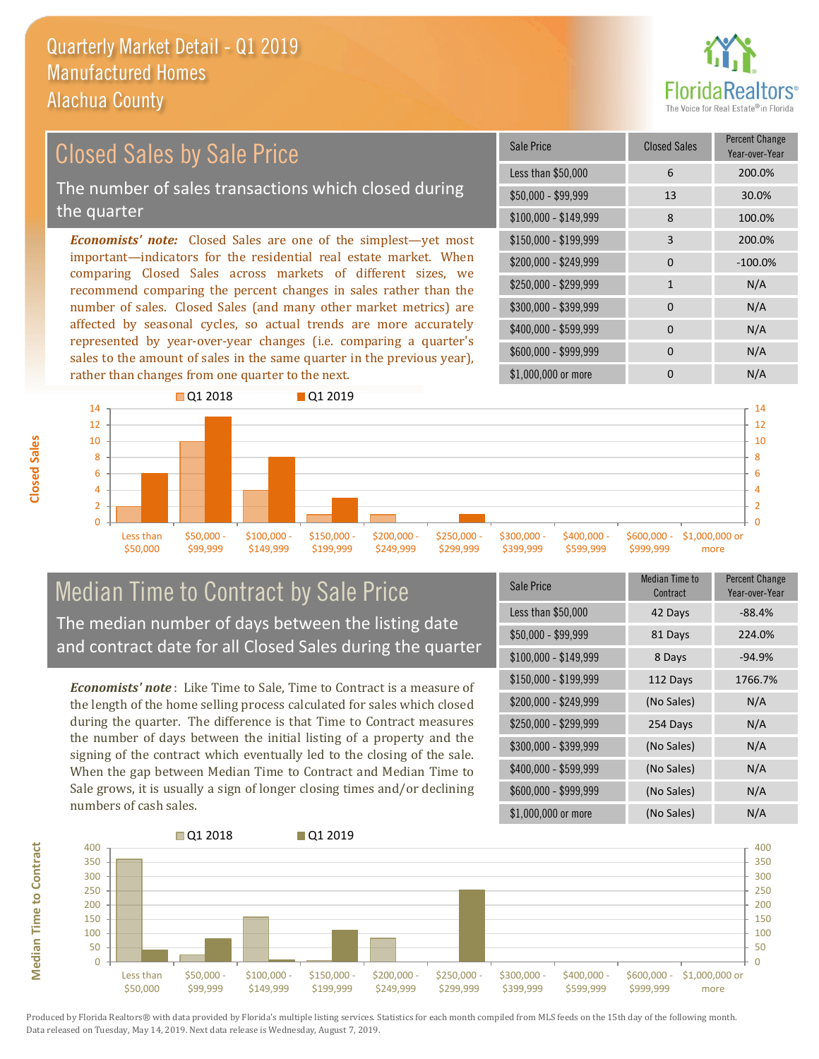# Quarterly Market Detail - Q1 2019
## Manufactured Homes
## Alachua County

## Closed Sales by Sale Price

The number of sales transactions which closed during the quarter

*Economists' note:* Closed Sales are one of the simplest—yet most important—indicators for the residential real estate market. When comparing Closed Sales across markets of different sizes, we recommend comparing the percent changes in sales rather than the number of sales. Closed Sales (and many other market metrics) are affected by seasonal cycles, so actual trends are more accurately represented by year-over-year changes (i.e. comparing a quarter's sales to the amount of sales in the same quarter in the previous year), rather than changes from one quarter to the next.

| Sale Price | Closed Sales | Percent Change Year-over-Year |
|---|---|---|
| Less than $50,000 | 6 | 200.0% |
| $50,000 - $99,999 | 13 | 30.0% |
| $100,000 - $149,999 | 8 | 100.0% |
| $150,000 - $199,999 | 3 | 200.0% |
| $200,000 - $249,999 | 0 | -100.0% |
| $250,000 - $299,999 | 1 | N/A |
| $300,000 - $399,999 | 0 | N/A |
| $400,000 - $599,999 | 0 | N/A |
| $600,000 - $999,999 | 0 | N/A |
| $1,000,000 or more | 0 | N/A |

## Median Time to Contract by Sale Price

The median number of days between the listing date and contract date for all Closed Sales during the quarter

*Economists' note*: Like Time to Sale, Time to Contract is a measure of the length of the home selling process calculated for sales which closed during the quarter. The difference is that Time to Contract measures the number of days between the initial listing of a property and the signing of the contract which eventually led to the closing of the sale. When the gap between Median Time to Contract and Median Time to Sale grows, it is usually a sign of longer closing times and/or declining numbers of cash sales.

| Sale Price | Median Time to Contract | Percent Change Year-over-Year |
|---|---|---|
| Less than $50,000 | 42 Days | -88.4% |
| $50,000 - $99,999 | 81 Days | 224.0% |
| $100,000 - $149,999 | 8 Days | -94.9% |
| $150,000 - $199,999 | 112 Days | 1766.7% |
| $200,000 - $249,999 | (No Sales) | N/A |
| $250,000 - $299,999 | 254 Days | N/A |
| $300,000 - $399,999 | (No Sales) | N/A |
| $400,000 - $599,999 | (No Sales) | N/A |
| $600,000 - $999,999 | (No Sales) | N/A |
| $1,000,000 or more | (No Sales) | N/A |

Produced by Florida Realtors® with data provided by Florida's multiple listing services. Statistics for each month compiled from MLS feeds on the 15th day of the following month. Data released on Tuesday, May 14, 2019. Next data release is Wednesday, August 7, 2019.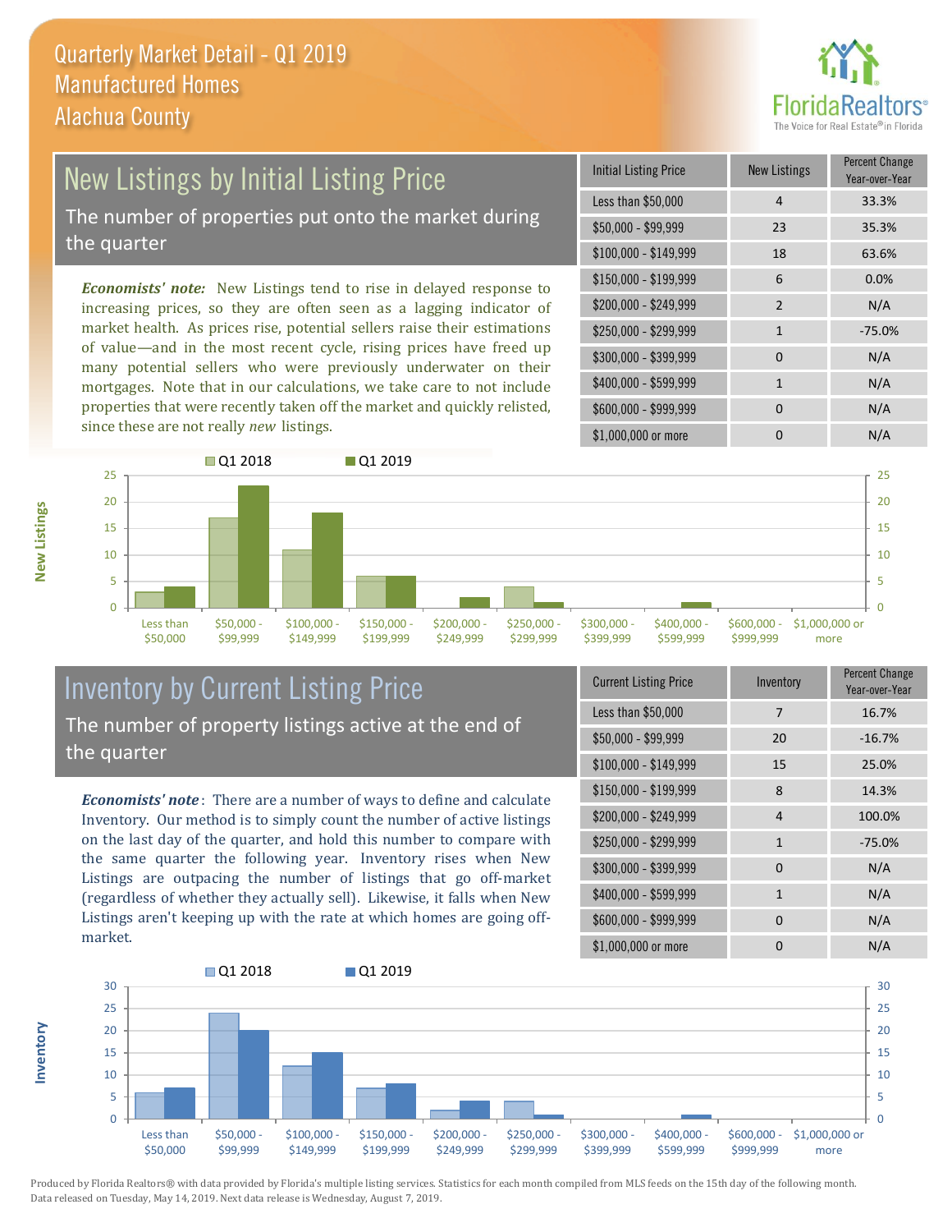# Quarterly Market Detail - Q1 2019
## Manufactured Homes
## Alachua County

## New Listings by Initial Listing Price

The number of properties put onto the market during the quarter

*Economists' note:* New Listings tend to rise in delayed response to increasing prices, so they are often seen as a lagging indicator of market health. As prices rise, potential sellers raise their estimations of value—and in the most recent cycle, rising prices have freed up many potential sellers who were previously underwater on their mortgages. Note that in our calculations, we take care to not include properties that were recently taken off the market and quickly relisted, since these are not really *new* listings.

| Initial Listing Price | New Listings | Percent Change Year-over-Year |
|---|---|---|
| Less than $50,000 | 4 | 33.3% |
| $50,000 - $99,999 | 23 | 35.3% |
| $100,000 - $149,999 | 18 | 63.6% |
| $150,000 - $199,999 | 6 | 0.0% |
| $200,000 - $249,999 | 2 | N/A |
| $250,000 - $299,999 | 1 | -75.0% |
| $300,000 - $399,999 | 0 | N/A |
| $400,000 - $599,999 | 1 | N/A |
| $600,000 - $999,999 | 0 | N/A |
| $1,000,000 or more | 0 | N/A |

## Inventory by Current Listing Price

The number of property listings active at the end of the quarter

*Economists' note*: There are a number of ways to define and calculate Inventory. Our method is to simply count the number of active listings on the last day of the quarter, and hold this number to compare with the same quarter the following year. Inventory rises when New Listings are outpacing the number of listings that go off-market (regardless of whether they actually sell). Likewise, it falls when New Listings aren't keeping up with the rate at which homes are going off-market.

| Current Listing Price | Inventory | Percent Change Year-over-Year |
|---|---|---|
| Less than $50,000 | 7 | 16.7% |
| $50,000 - $99,999 | 20 | -16.7% |
| $100,000 - $149,999 | 15 | 25.0% |
| $150,000 - $199,999 | 8 | 14.3% |
| $200,000 - $249,999 | 4 | 100.0% |
| $250,000 - $299,999 | 1 | -75.0% |
| $300,000 - $399,999 | 0 | N/A |
| $400,000 - $599,999 | 1 | N/A |
| $600,000 - $999,999 | 0 | N/A |
| $1,000,000 or more | 0 | N/A |

Produced by Florida Realtors® with data provided by Florida's multiple listing services. Statistics for each month compiled from MLS feeds on the 15th day of the following month. Data released on Tuesday, May 14, 2019. Next data release is Wednesday, August 7, 2019.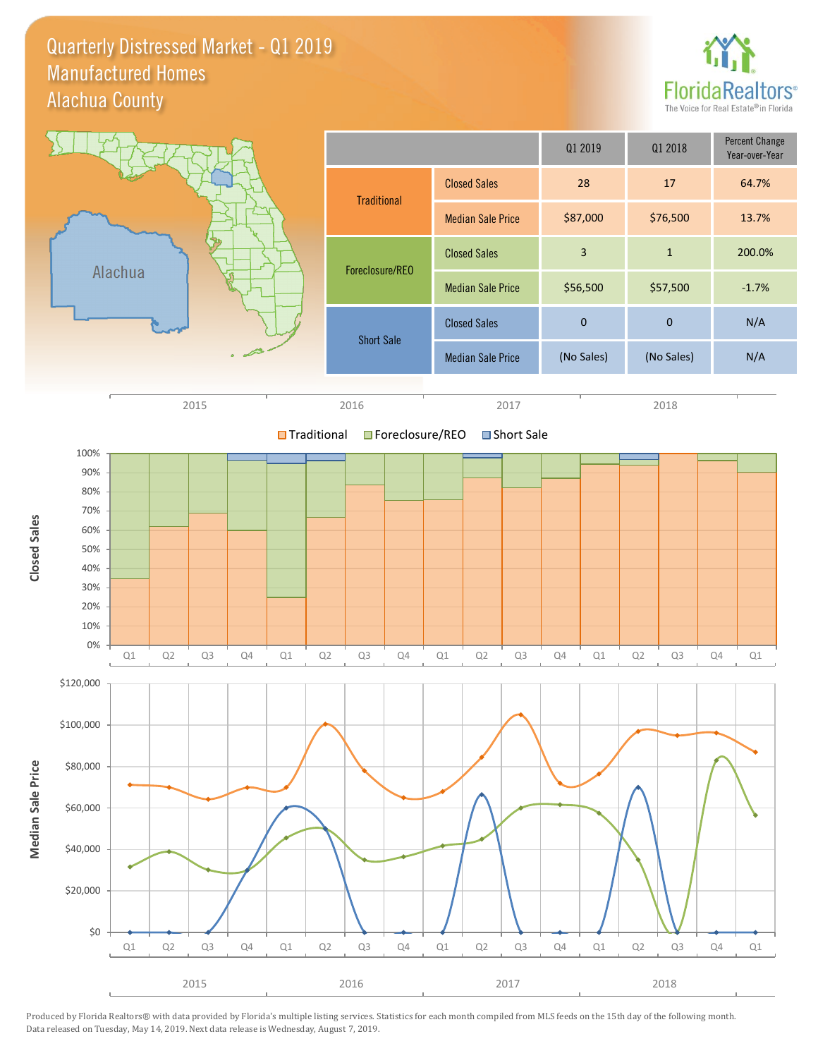# Quarterly Distressed Market - Q1 2019
## Manufactured Homes
## Alachua County

FloridaRealtors®
The Voice for Real Estate® in Florida

Alachua

| | | Q1 2019 | Q1 2018 | Percent Change Year-over-Year |
|---|---|---|---|---|
| Traditional | Closed Sales | 28 | 17 | 64.7% |
| | Median Sale Price | $87,000 | $76,500 | 13.7% |
| Foreclosure/REO | Closed Sales | 3 | 1 | 200.0% |
| | Median Sale Price | $56,500 | $57,500 | -1.7% |
| Short Sale | Closed Sales | 0 | 0 | N/A |
| | Median Sale Price | (No Sales) | (No Sales) | N/A |

2015 2016 2017 2018

Traditional Foreclosure/REO Short Sale

Closed Sales

100% 90% 80% 70% 60% 50% 40% 30% 20% 10% 0%

Q1 Q2 Q3 Q4 Q1 Q2 Q3 Q4 Q1 Q2 Q3 Q4 Q1 Q2 Q3 Q4 Q1

Median Sale Price

$120,000 $100,000 $80,000 $60,000 $40,000 $20,000 $0

Q1 Q2 Q3 Q4 Q1 Q2 Q3 Q4 Q1 Q2 Q3 Q4 Q1 Q2 Q3 Q4 Q1

2015 2016 2017 2018

Produced by Florida Realtors® with data provided by Florida's multiple listing services. Statistics for each month compiled from MLS feeds on the 15th day of the following month. Data released on Tuesday, May 14, 2019. Next data release is Wednesday, August 7, 2019.